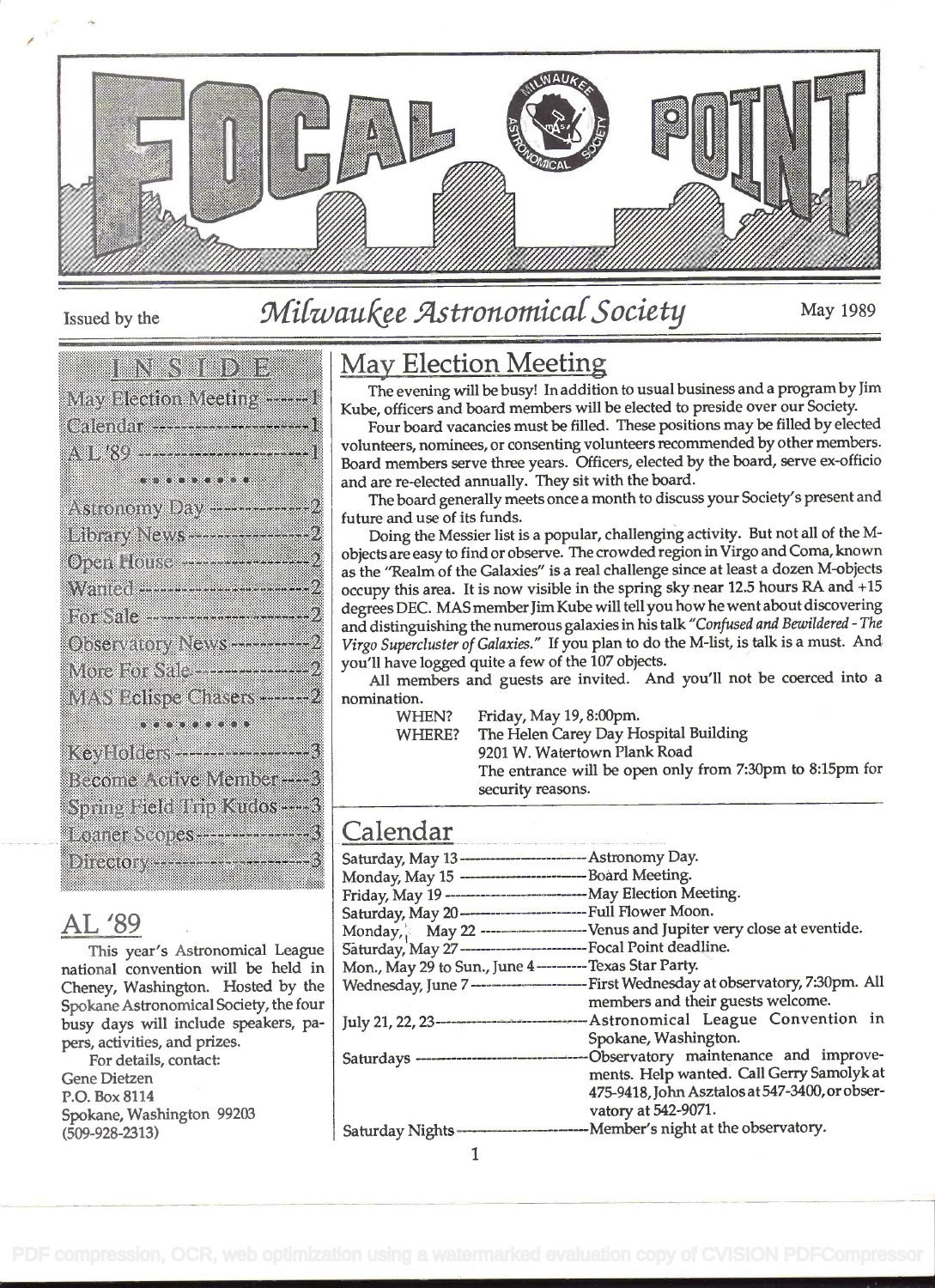# FOCAL POINT

Issued by the *Milwaukee Astronomical Society* May 1989

## INSIDE

- May Election Meeting ------ 1
- Calendar ------ 1
- AL '89 ------ 1
- Astronomy Day ------ 2
- Library News ------ 2
- Open House ------ 2
- Wanted ------ 2
- For Sale ------ 2
- Observatory News ------ 2
- More For Sale ------ 2
- MAS Eclispe Chasers ------ 2
- KeyHolders ------ 3
- Become Active Member ---- 3
- Spring Field Trip Kudos ---- 3
- Loaner Scopes ------ 3
- Directory ------ 3

## May Election Meeting

The evening will be busy! In addition to usual business and a program by Jim Kube, officers and board members will be elected to preside over our Society.

Four board vacancies must be filled. These positions may be filled by elected volunteers, nominees, or consenting volunteers recommended by other members. Board members serve three years. Officers, elected by the board, serve ex-officio and are re-elected annually. They sit with the board.

The board generally meets once a month to discuss your Society's present and future and use of its funds.

Doing the Messier list is a popular, challenging activity. But not all of the M-objects are easy to find or observe. The crowded region in Virgo and Coma, known as the "Realm of the Galaxies" is a real challenge since at least a dozen M-objects occupy this area. It is now visible in the spring sky near 12.5 hours RA and +15 degrees DEC. MAS member Jim Kube will tell you how he went about discovering and distinguishing the numerous galaxies in his talk *"Confused and Bewildered - The Virgo Supercluster of Galaxies."* If you plan to do the M-list, is talk is a must. And you'll have logged quite a few of the 107 objects.

All members and guests are invited. And you'll not be coerced into a nomination.

WHEN? Friday, May 19, 8:00pm.
WHERE? The Helen Carey Day Hospital Building
9201 W. Watertown Plank Road
The entrance will be open only from 7:30pm to 8:15pm for security reasons.

## Calendar

| | |
|---|---|
| Saturday, May 13 | Astronomy Day. |
| Monday, May 15 | Board Meeting. |
| Friday, May 19 | May Election Meeting. |
| Saturday, May 20 | Full Flower Moon. |
| Monday, May 22 | Venus and Jupiter very close at eventide. |
| Saturday, May 27 | Focal Point deadline. |
| Mon., May 29 to Sun., June 4 | Texas Star Party. |
| Wednesday, June 7 | First Wednesday at observatory, 7:30pm. All members and their guests welcome. |
| July 21, 22, 23 | Astronomical League Convention in Spokane, Washington. |
| Saturdays | Observatory maintenance and improvements. Help wanted. Call Gerry Samolyk at 475-9418, John Asztalos at 547-3400, or observatory at 542-9071. |
| Saturday Nights | Member's night at the observatory. |

## AL '89

This year's Astronomical League national convention will be held in Cheney, Washington. Hosted by the Spokane Astronomical Society, the four busy days will include speakers, papers, activities, and prizes.

For details, contact:
Gene Dietzen
P.O. Box 8114
Spokane, Washington 99203
(509-928-2313)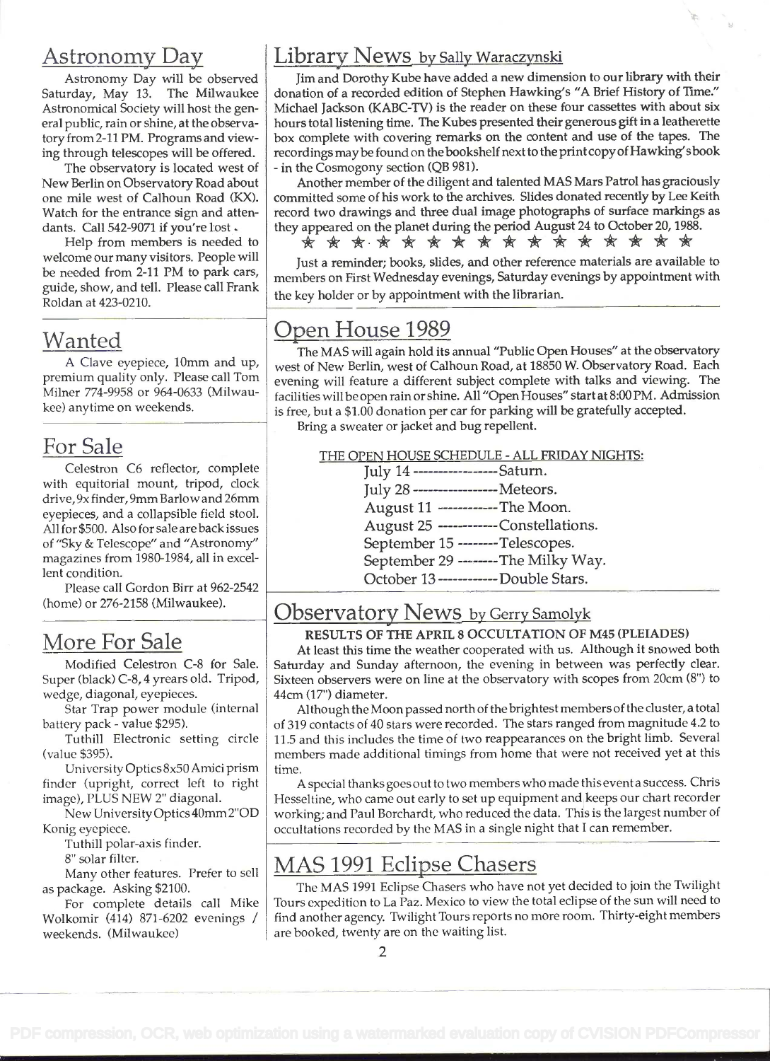## Astronomy Day

Astronomy Day will be observed Saturday, May 13. The Milwaukee Astronomical Society will host the general public, rain or shine, at the observatory from 2-11 PM. Programs and viewing through telescopes will be offered.

The observatory is located west of New Berlin on Observatory Road about one mile west of Calhoun Road (KX). Watch for the entrance sign and attendants. Call 542-9071 if you're lost.

Help from members is needed to welcome our many visitors. People will be needed from 2-11 PM to park cars, guide, show, and tell. Please call Frank Roldan at 423-0210.

## Wanted

A Clave eyepiece, 10mm and up, premium quality only. Please call Tom Milner 774-9958 or 964-0633 (Milwaukee) anytime on weekends.

## For Sale

Celestron C6 reflector, complete with equitorial mount, tripod, clock drive, 9x finder, 9mm Barlow and 26mm eyepieces, and a collapsible field stool. All for $500. Also for sale are back issues of "Sky & Telescope" and "Astronomy" magazines from 1980-1984, all in excellent condition.

Please call Gordon Birr at 962-2542 (home) or 276-2158 (Milwaukee).

## More For Sale

Modified Celestron C-8 for Sale. Super (black) C-8, 4 yrears old. Tripod, wedge, diagonal, eyepieces.

Star Trap power module (internal battery pack - value $295).

Tuthill Electronic setting circle (value $395).

University Optics 8x50 Amici prism finder (upright, correct left to right image), PLUS NEW 2" diagonal.

New University Optics 40mm 2"OD Konig eyepiece.

Tuthill polar-axis finder.

8" solar filter.

Many other features. Prefer to sell as package. Asking $2100.

For complete details call Mike Wolkomir (414) 871-6202 evenings / weekends. (Milwaukee)

## Library News by Sally Waraczynski

Jim and Dorothy Kube have added a new dimension to our library with their donation of a recorded edition of Stephen Hawking's "A Brief History of Time." Michael Jackson (KABC-TV) is the reader on these four cassettes with about six hours total listening time. The Kubes presented their generous gift in a leatherette box complete with covering remarks on the content and use of the tapes. The recordings may be found on the bookshelf next to the print copy of Hawking's book - in the Cosmogony section (QB 981).

Another member of the diligent and talented MAS Mars Patrol has graciously committed some of his work to the archives. Slides donated recently by Lee Keith record two drawings and three dual image photographs of surface markings as they appeared on the planet during the period August 24 to October 20, 1988.

★ ★ ★ ★ ★ ★ ★ ★ ★ ★ ★ ★ ★ ★ ★ ★ ★

Just a reminder; books, slides, and other reference materials are available to members on First Wednesday evenings, Saturday evenings by appointment with the key holder or by appointment with the librarian.

## Open House 1989

The MAS will again hold its annual "Public Open Houses" at the observatory west of New Berlin, west of Calhoun Road, at 18850 W. Observatory Road. Each evening will feature a different subject complete with talks and viewing. The facilities will be open rain or shine. All "Open Houses" start at 8:00 PM. Admission is free, but a $1.00 donation per car for parking will be gratefully accepted.

Bring a sweater or jacket and bug repellent.

THE OPEN HOUSE SCHEDULE - ALL FRIDAY NIGHTS:

- July 14 ---------------- Saturn.
- July 28 ---------------- Meteors.
- August 11 ------------ The Moon.
- August 25 ------------ Constellations.
- September 15 -------- Telescopes.
- September 29 -------- The Milky Way.
- October 13 ----------- Double Stars.

## Observatory News by Gerry Samolyk

**RESULTS OF THE APRIL 8 OCCULTATION OF M45 (PLEIADES)**

At least this time the weather cooperated with us. Although it snowed both Saturday and Sunday afternoon, the evening in between was perfectly clear. Sixteen observers were on line at the observatory with scopes from 20cm (8") to 44cm (17") diameter.

Although the Moon passed north of the brightest members of the cluster, a total of 319 contacts of 40 stars were recorded. The stars ranged from magnitude 4.2 to 11.5 and this includes the time of two reappearances on the bright limb. Several members made additional timings from home that were not received yet at this time.

A special thanks goes out to two members who made this event a success. Chris Hesseltine, who came out early to set up equipment and keeps our chart recorder working; and Paul Borchardt, who reduced the data. This is the largest number of occultations recorded by the MAS in a single night that I can remember.

## MAS 1991 Eclipse Chasers

The MAS 1991 Eclipse Chasers who have not yet decided to join the Twilight Tours expedition to La Paz. Mexico to view the total eclipse of the sun will need to find another agency. Twilight Tours reports no more room. Thirty-eight members are booked, twenty are on the waiting list.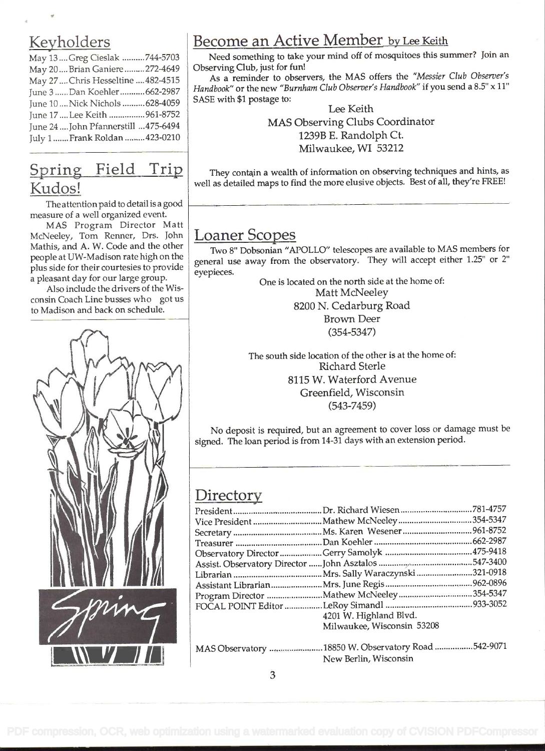## Keyholders

| | | |
|---|---|---|
| May 13 | Greg Cieslak | 744-5703 |
| May 20 | Brian Ganiere | 272-4649 |
| May 27 | Chris Hesseltine | 482-4515 |
| June 3 | Dan Koehler | 662-2987 |
| June 10 | Nick Nichols | 628-4059 |
| June 17 | Lee Keith | 961-8752 |
| June 24 | John Pfannerstill | 475-6494 |
| July 1 | Frank Roldan | 423-0210 |

## Spring Field Trip Kudos!

The attention paid to detail is a good measure of a well organized event.

MAS Program Director Matt McNeeley, Tom Renner, Drs. John Mathis, and A. W. Code and the other people at UW-Madison rate high on the plus side for their courtesies to provide a pleasant day for our large group.

Also include the drivers of the Wisconsin Coach Line busses who got us to Madison and back on schedule.

## Become an Active Member by Lee Keith

Need something to take your mind off of mosquitoes this summer? Join an Observing Club, just for fun!

As a reminder to observers, the MAS offers the *"Messier Club Observer's Handbook"* or the new *"Burnham Club Observer's Handbook"* if you send a 8.5" x 11" SASE with $1 postage to:

Lee Keith
MAS Observing Clubs Coordinator
1239B E. Randolph Ct.
Milwaukee, WI 53212

They contain a wealth of information on observing techniques and hints, as well as detailed maps to find the more elusive objects. Best of all, they're FREE!

## Loaner Scopes

Two 8" Dobsonian "APOLLO" telescopes are available to MAS members for general use away from the observatory. They will accept either 1.25" or 2" eyepieces.

One is located on the north side at the home of:

Matt McNeeley
8200 N. Cedarburg Road
Brown Deer
(354-5347)

The south side location of the other is at the home of:

Richard Sterle
8115 W. Waterford Avenue
Greenfield, Wisconsin
(543-7459)

No deposit is required, but an agreement to cover loss or damage must be signed. The loan period is from 14-31 days with an extension period.

## Directory

| | | |
|---|---|---|
| President | Dr. Richard Wiesen | 781-4757 |
| Vice President | Mathew McNeeley | 354-5347 |
| Secretary | Ms. Karen Wesener | 961-8752 |
| Treasurer | Dan Koehler | 662-2987 |
| Observatory Director | Gerry Samolyk | 475-9418 |
| Assist. Observatory Director | John Asztalos | 547-3400 |
| Librarian | Mrs. Sally Waraczynski | 321-0918 |
| Assistant Librarian | Mrs. June Regis | 962-0896 |
| Program Director | Mathew McNeeley | 354-5347 |
| FOCAL POINT Editor | LeRoy Simandl<br>4201 W. Highland Blvd.<br>Milwaukee, Wisconsin 53208 | 933-3052 |
| MAS Observatory | 18850 W. Observatory Road<br>New Berlin, Wisconsin | 542-9071 |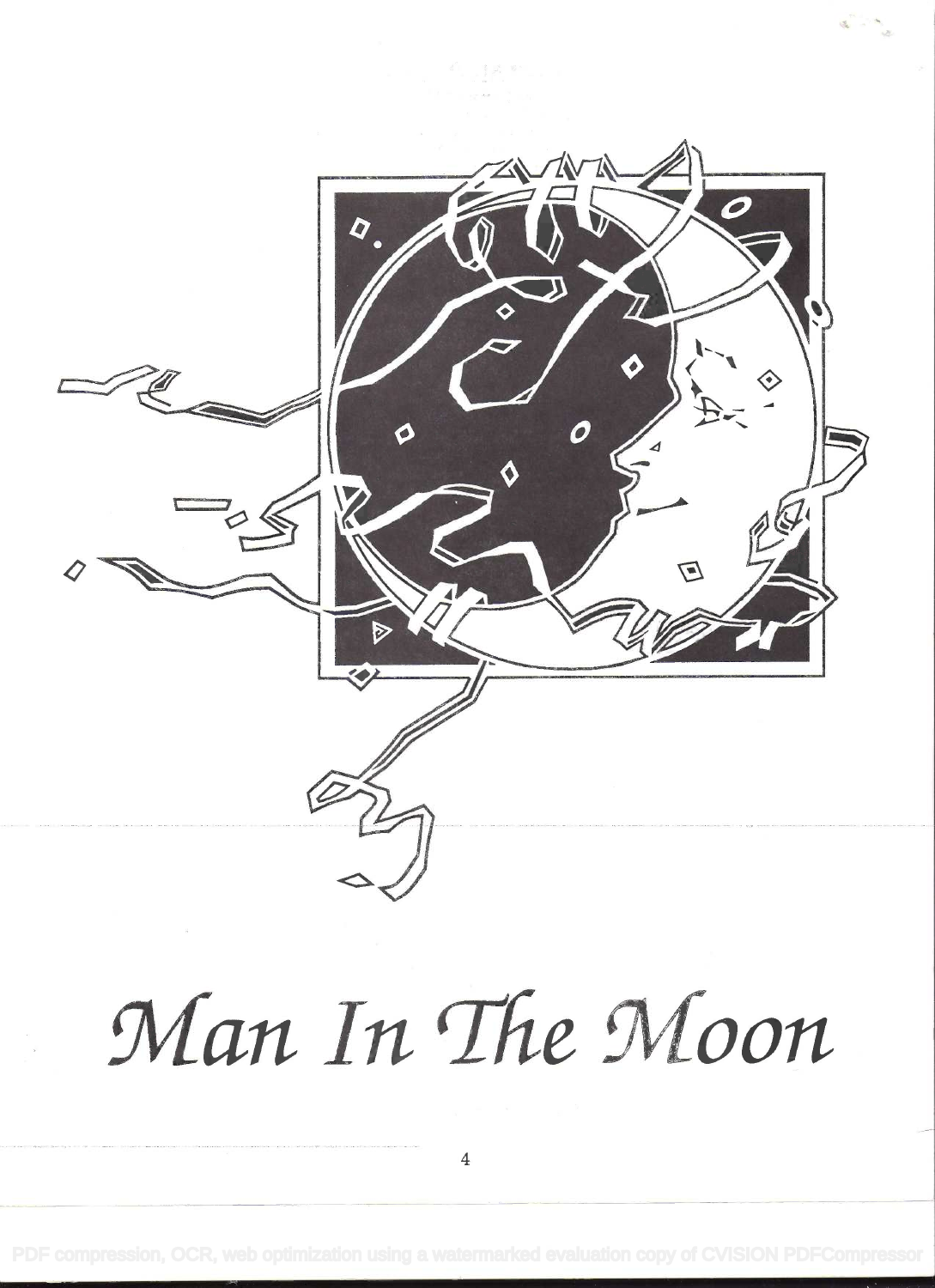# Man In The Moon